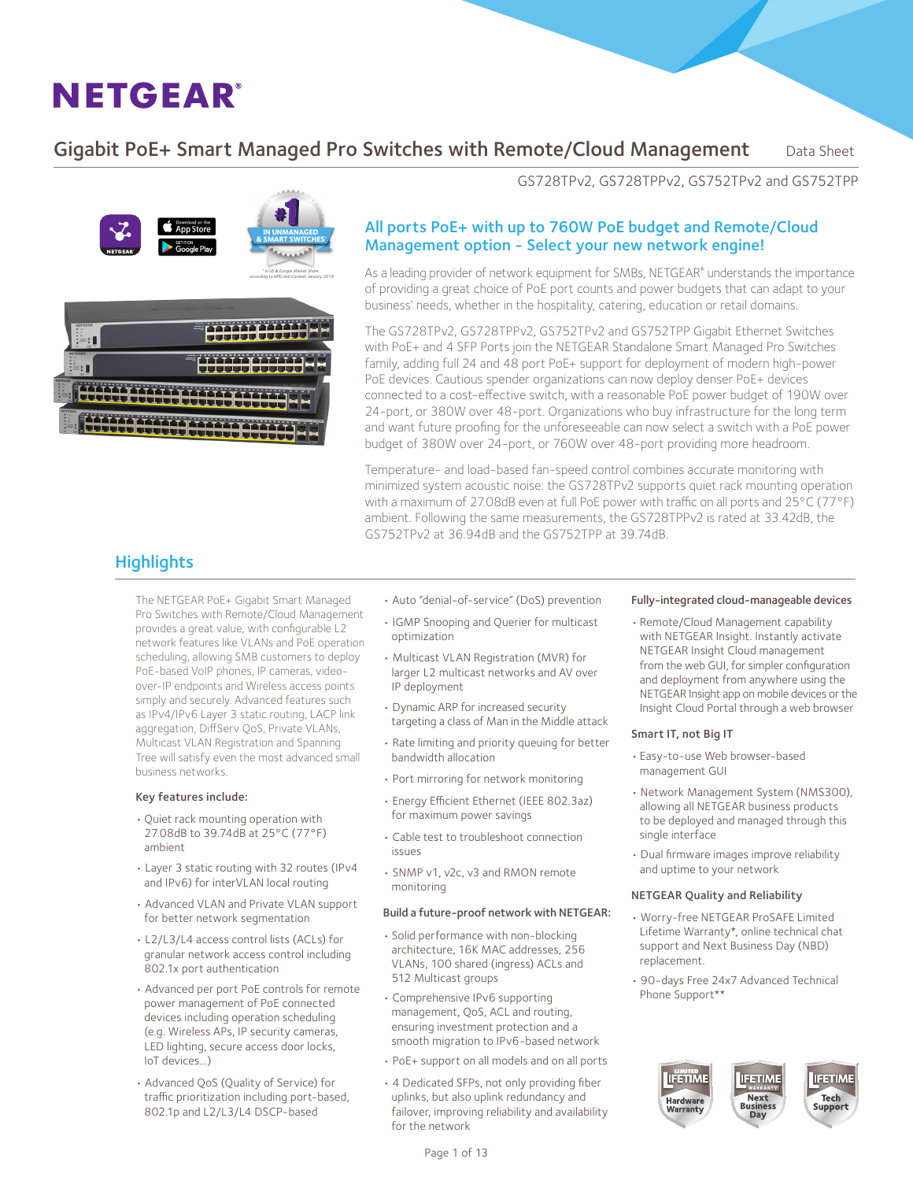# NETGEAR

## Gigabit PoE+ Smart Managed Pro Switches with Remote/Cloud Management

Data Sheet

GS728TPv2, GS728TPPv2, GS752TPv2 and GS752TPP

#1 IN UNMANAGED & SMART SWITCHES[1]

[1] In US & Europe Market Share according to NPD and Context, January 2019

### All ports PoE+ with up to 760W PoE budget and Remote/Cloud Management option - Select your new network engine!

As a leading provider of network equipment for SMBs, NETGEAR® understands the importance of providing a great choice of PoE port counts and power budgets that can adapt to your business' needs, whether in the hospitality, catering, education or retail domains.

The GS728TPv2, GS728TPPv2, GS752TPv2 and GS752TPP Gigabit Ethernet Switches with PoE+ and 4 SFP Ports join the NETGEAR Standalone Smart Managed Pro Switches family, adding full 24 and 48 port PoE+ support for deployment of modern high-power PoE devices. Cautious spender organizations can now deploy denser PoE+ devices connected to a cost-effective switch, with a reasonable PoE power budget of 190W over 24-port, or 380W over 48-port. Organizations who buy infrastructure for the long term and want future proofing for the unforeseeable can now select a switch with a PoE power budget of 380W over 24-port, or 760W over 48-port providing more headroom.

Temperature- and load-based fan-speed control combines accurate monitoring with minimized system acoustic noise: the GS728TPv2 supports quiet rack mounting operation with a maximum of 27.08dB even at full PoE power with traffic on all ports and 25°C (77°F) ambient. Following the same measurements, the GS728TPPv2 is rated at 33.42dB, the GS752TPv2 at 36.94dB and the GS752TPP at 39.74dB.

## Highlights

The NETGEAR PoE+ Gigabit Smart Managed Pro Switches with Remote/Cloud Management provides a great value, with configurable L2 network features like VLANs and PoE operation scheduling, allowing SMB customers to deploy PoE-based VoIP phones, IP cameras, video-over-IP endpoints and Wireless access points simply and securely. Advanced features such as IPv4/IPv6 Layer 3 static routing, LACP link aggregation, DiffServ QoS, Private VLANs, Multicast VLAN Registration and Spanning Tree will satisfy even the most advanced small business networks.

**Key features include:**

- Quiet rack mounting operation with 27.08dB to 39.74dB at 25°C (77°F) ambient
- Layer 3 static routing with 32 routes (IPv4 and IPv6) for interVLAN local routing
- Advanced VLAN and Private VLAN support for better network segmentation
- L2/L3/L4 access control lists (ACLs) for granular network access control including 802.1x port authentication
- Advanced per port PoE controls for remote power management of PoE connected devices including operation scheduling (e.g. Wireless APs, IP security cameras, LED lighting, secure access door locks, IoT devices...)
- Advanced QoS (Quality of Service) for traffic prioritization including port-based, 802.1p and L2/L3/L4 DSCP-based
- Auto "denial-of-service" (DoS) prevention
- IGMP Snooping and Querier for multicast optimization
- Multicast VLAN Registration (MVR) for larger L2 multicast networks and AV over IP deployment
- Dynamic ARP for increased security targeting a class of Man in the Middle attack
- Rate limiting and priority queuing for better bandwidth allocation
- Port mirroring for network monitoring
- Energy Efficient Ethernet (IEEE 802.3az) for maximum power savings
- Cable test to troubleshoot connection issues
- SNMP v1, v2c, v3 and RMON remote monitoring

**Build a future-proof network with NETGEAR:**

- Solid performance with non-blocking architecture, 16K MAC addresses, 256 VLANs, 100 shared (ingress) ACLs and 512 Multicast groups
- Comprehensive IPv6 supporting management, QoS, ACL and routing, ensuring investment protection and a smooth migration to IPv6-based network
- PoE+ support on all models and on all ports
- 4 Dedicated SFPs, not only providing fiber uplinks, but also uplink redundancy and failover, improving reliability and availability for the network

**Fully-integrated cloud-manageable devices**

- Remote/Cloud Management capability with NETGEAR Insight. Instantly activate NETGEAR Insight Cloud management from the web GUI, for simpler configuration and deployment from anywhere using the NETGEAR Insight app on mobile devices or the Insight Cloud Portal through a web browser

**Smart IT, not Big IT**

- Easy-to-use Web browser-based management GUI
- Network Management System (NMS300), allowing all NETGEAR business products to be deployed and managed through this single interface
- Dual firmware images improve reliability and uptime to your network

**NETGEAR Quality and Reliability**

- Worry-free NETGEAR ProSAFE Limited Lifetime Warranty*, online technical chat support and Next Business Day (NBD) replacement.
- 90-days Free 24x7 Advanced Technical Phone Support**

Limited Lifetime Hardware Warranty | Lifetime Warranty Next Business Day | Lifetime Tech Support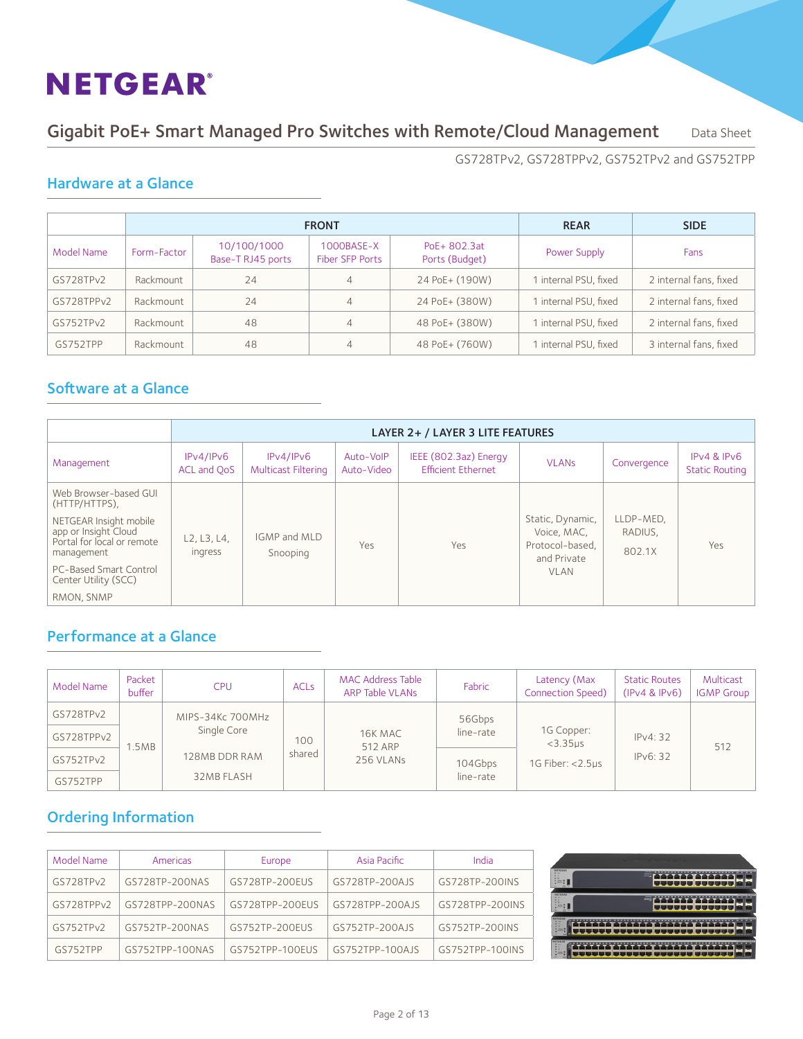# NETGEAR®

## Gigabit PoE+ Smart Managed Pro Switches with Remote/Cloud Management — Data Sheet

GS728TPv2, GS728TPPv2, GS752TPv2 and GS752TPP

## Hardware at a Glance

| | FRONT | | | | REAR | SIDE |
|---|---|---|---|---|---|---|
| Model Name | Form-Factor | 10/100/1000 Base-T RJ45 ports | 1000BASE-X Fiber SFP Ports | PoE+ 802.3at Ports (Budget) | Power Supply | Fans |
| GS728TPv2 | Rackmount | 24 | 4 | 24 PoE+ (190W) | 1 internal PSU, fixed | 2 internal fans, fixed |
| GS728TPPv2 | Rackmount | 24 | 4 | 24 PoE+ (380W) | 1 internal PSU, fixed | 2 internal fans, fixed |
| GS752TPv2 | Rackmount | 48 | 4 | 48 PoE+ (380W) | 1 internal PSU, fixed | 2 internal fans, fixed |
| GS752TPP | Rackmount | 48 | 4 | 48 PoE+ (760W) | 1 internal PSU, fixed | 3 internal fans, fixed |

## Software at a Glance

| | LAYER 2+ / LAYER 3 LITE FEATURES | | | | | | |
|---|---|---|---|---|---|---|---|
| Management | IPv4/IPv6 ACL and QoS | IPv4/IPv6 Multicast Filtering | Auto-VoIP Auto-Video | IEEE (802.3az) Energy Efficient Ethernet | VLANs | Convergence | IPv4 & IPv6 Static Routing |
| Web Browser-based GUI (HTTP/HTTPS), NETGEAR Insight mobile app or Insight Cloud Portal for local or remote management, PC-Based Smart Control Center Utility (SCC), RMON, SNMP | L2, L3, L4, ingress | IGMP and MLD Snooping | Yes | Yes | Static, Dynamic, Voice, MAC, Protocol-based, and Private VLAN | LLDP-MED, RADIUS, 802.1X | Yes |

## Performance at a Glance

| Model Name | Packet buffer | CPU | ACLs | MAC Address Table ARP Table VLANs | Fabric | Latency (Max Connection Speed) | Static Routes (IPv4 & IPv6) | Multicast IGMP Group |
|---|---|---|---|---|---|---|---|---|
| GS728TPv2 | 1.5MB | MIPS-34Kc 700MHz Single Core; 128MB DDR RAM; 32MB FLASH | 100 shared | 16K MAC; 512 ARP; 256 VLANs | 56Gbps line-rate | 1G Copper: <3.35µs; 1G Fiber: <2.5µs | IPv4: 32; IPv6: 32 | 512 |
| GS728TPPv2 | | | | | 56Gbps line-rate | | | |
| GS752TPv2 | | | | | 104Gbps line-rate | | | |
| GS752TPP | | | | | 104Gbps line-rate | | | |

## Ordering Information

| Model Name | Americas | Europe | Asia Pacific | India |
|---|---|---|---|---|
| GS728TPv2 | GS728TP-200NAS | GS728TP-200EUS | GS728TP-200AJS | GS728TP-200INS |
| GS728TPPv2 | GS728TPP-200NAS | GS728TPP-200EUS | GS728TPP-200AJS | GS728TPP-200INS |
| GS752TPv2 | GS752TP-200NAS | GS752TP-200EUS | GS752TP-200AJS | GS752TP-200INS |
| GS752TPP | GS752TPP-100NAS | GS752TPP-100EUS | GS752TPP-100AJS | GS752TPP-100INS |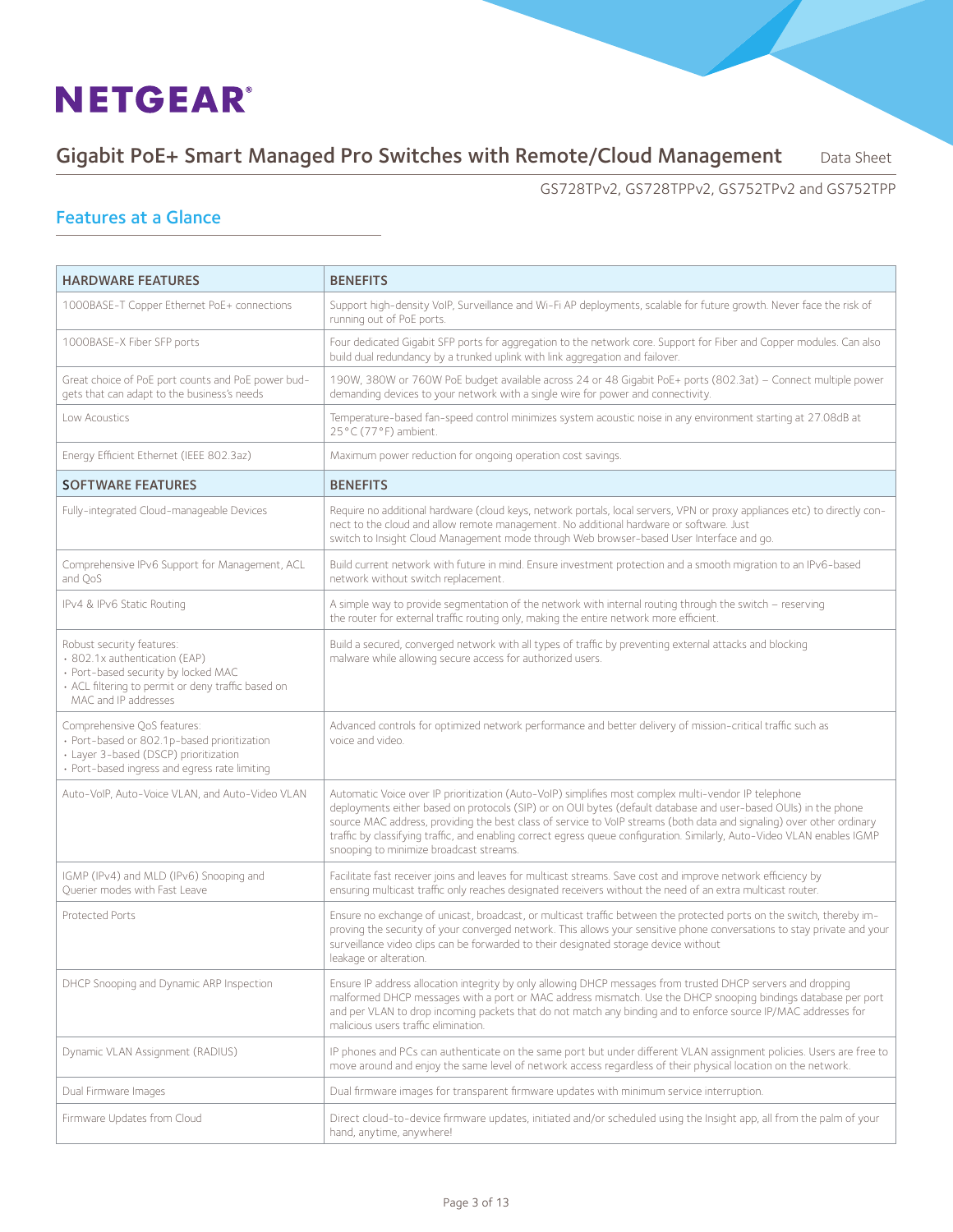# Features at a Glance

| HARDWARE FEATURES | BENEFITS |
| --- | --- |
| 1000BASE-T Copper Ethernet PoE+ connections | Support high-density VoIP, Surveillance and Wi-Fi AP deployments, scalable for future growth. Never face the risk of running out of PoE ports. |
| 1000BASE-X Fiber SFP ports | Four dedicated Gigabit SFP ports for aggregation to the network core. Support for Fiber and Copper modules. Can also build dual redundancy by a trunked uplink with link aggregation and failover. |
| Great choice of PoE port counts and PoE power budgets that can adapt to the business's needs | 190W, 380W or 760W PoE budget available across 24 or 48 Gigabit PoE+ ports (802.3at) – Connect multiple power demanding devices to your network with a single wire for power and connectivity. |
| Low Acoustics | Temperature-based fan-speed control minimizes system acoustic noise in any environment starting at 27.08dB at 25°C (77°F) ambient. |
| Energy Efficient Ethernet (IEEE 802.3az) | Maximum power reduction for ongoing operation cost savings. |
| **SOFTWARE FEATURES** | **BENEFITS** |
| Fully-integrated Cloud-manageable Devices | Require no additional hardware (cloud keys, network portals, local servers, VPN or proxy appliances etc) to directly connect to the cloud and allow remote management. No additional hardware or software. Just switch to Insight Cloud Management mode through Web browser-based User Interface and go. |
| Comprehensive IPv6 Support for Management, ACL and QoS | Build current network with future in mind. Ensure investment protection and a smooth migration to an IPv6-based network without switch replacement. |
| IPv4 & IPv6 Static Routing | A simple way to provide segmentation of the network with internal routing through the switch – reserving the router for external traffic routing only, making the entire network more efficient. |
| Robust security features:<br>• 802.1x authentication (EAP)<br>• Port-based security by locked MAC<br>• ACL filtering to permit or deny traffic based on MAC and IP addresses | Build a secured, converged network with all types of traffic by preventing external attacks and blocking malware while allowing secure access for authorized users. |
| Comprehensive QoS features:<br>• Port-based or 802.1p-based prioritization<br>• Layer 3-based (DSCP) prioritization<br>• Port-based ingress and egress rate limiting | Advanced controls for optimized network performance and better delivery of mission-critical traffic such as voice and video. |
| Auto-VoIP, Auto-Voice VLAN, and Auto-Video VLAN | Automatic Voice over IP prioritization (Auto-VoIP) simplifies most complex multi-vendor IP telephone deployments either based on protocols (SIP) or on OUI bytes (default database and user-based OUIs) in the phone source MAC address, providing the best class of service to VoIP streams (both data and signaling) over other ordinary traffic by classifying traffic, and enabling correct egress queue configuration. Similarly, Auto-Video VLAN enables IGMP snooping to minimize broadcast streams. |
| IGMP (IPv4) and MLD (IPv6) Snooping and Querier modes with Fast Leave | Facilitate fast receiver joins and leaves for multicast streams. Save cost and improve network efficiency by ensuring multicast traffic only reaches designated receivers without the need of an extra multicast router. |
| Protected Ports | Ensure no exchange of unicast, broadcast, or multicast traffic between the protected ports on the switch, thereby improving the security of your converged network. This allows your sensitive phone conversations to stay private and your surveillance video clips can be forwarded to their designated storage device without leakage or alteration. |
| DHCP Snooping and Dynamic ARP Inspection | Ensure IP address allocation integrity by only allowing DHCP messages from trusted DHCP servers and dropping malformed DHCP messages with a port or MAC address mismatch. Use the DHCP snooping bindings database per port and per VLAN to drop incoming packets that do not match any binding and to enforce source IP/MAC addresses for malicious users traffic elimination. |
| Dynamic VLAN Assignment (RADIUS) | IP phones and PCs can authenticate on the same port but under different VLAN assignment policies. Users are free to move around and enjoy the same level of network access regardless of their physical location on the network. |
| Dual Firmware Images | Dual firmware images for transparent firmware updates with minimum service interruption. |
| Firmware Updates from Cloud | Direct cloud-to-device firmware updates, initiated and/or scheduled using the Insight app, all from the palm of your hand, anytime, anywhere! |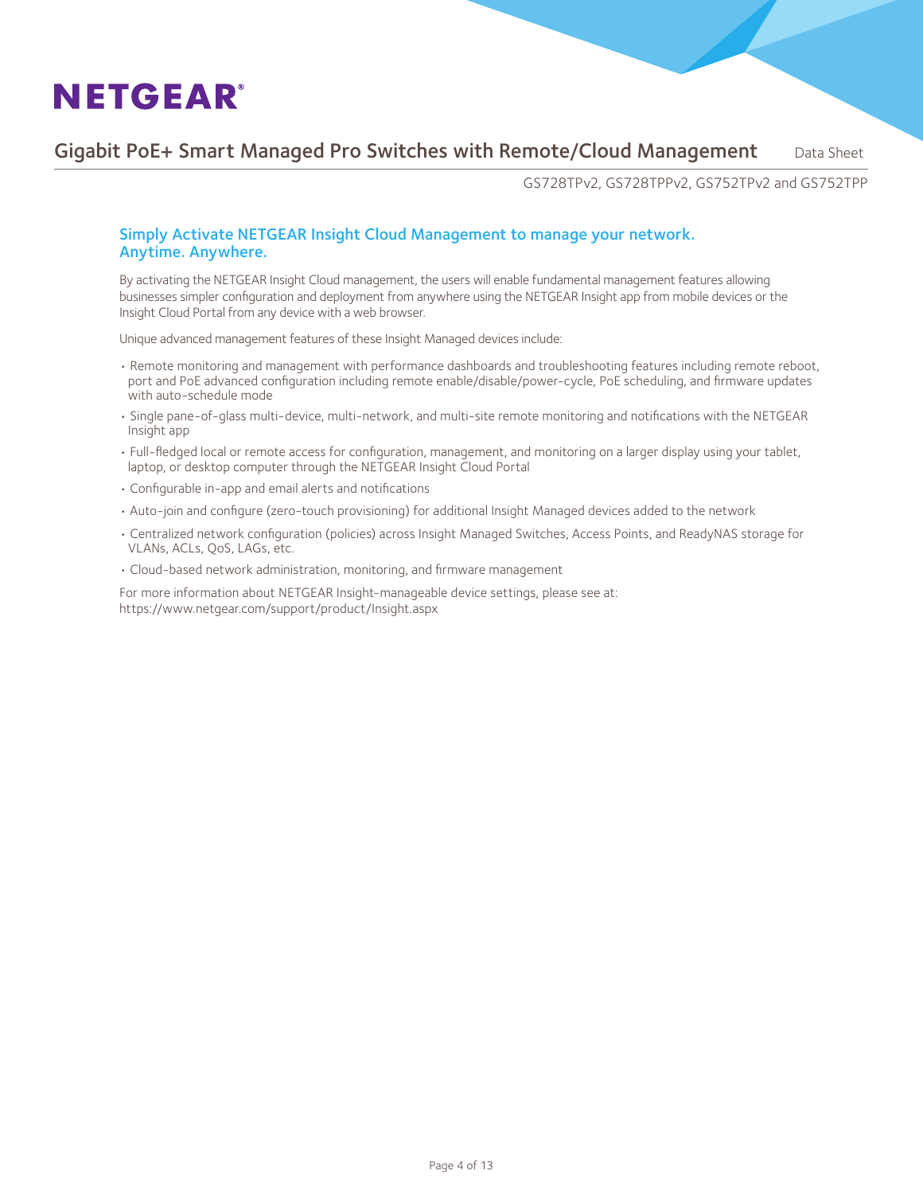## Simply Activate NETGEAR Insight Cloud Management to manage your network. Anytime. Anywhere.

By activating the NETGEAR Insight Cloud management, the users will enable fundamental management features allowing businesses simpler configuration and deployment from anywhere using the NETGEAR Insight app from mobile devices or the Insight Cloud Portal from any device with a web browser.

Unique advanced management features of these Insight Managed devices include:

- Remote monitoring and management with performance dashboards and troubleshooting features including remote reboot, port and PoE advanced configuration including remote enable/disable/power-cycle, PoE scheduling, and firmware updates with auto-schedule mode
- Single pane-of-glass multi-device, multi-network, and multi-site remote monitoring and notifications with the NETGEAR Insight app
- Full-fledged local or remote access for configuration, management, and monitoring on a larger display using your tablet, laptop, or desktop computer through the NETGEAR Insight Cloud Portal
- Configurable in-app and email alerts and notifications
- Auto-join and configure (zero-touch provisioning) for additional Insight Managed devices added to the network
- Centralized network configuration (policies) across Insight Managed Switches, Access Points, and ReadyNAS storage for VLANs, ACLs, QoS, LAGs, etc.
- Cloud-based network administration, monitoring, and firmware management

For more information about NETGEAR Insight-manageable device settings, please see at:
https://www.netgear.com/support/product/Insight.aspx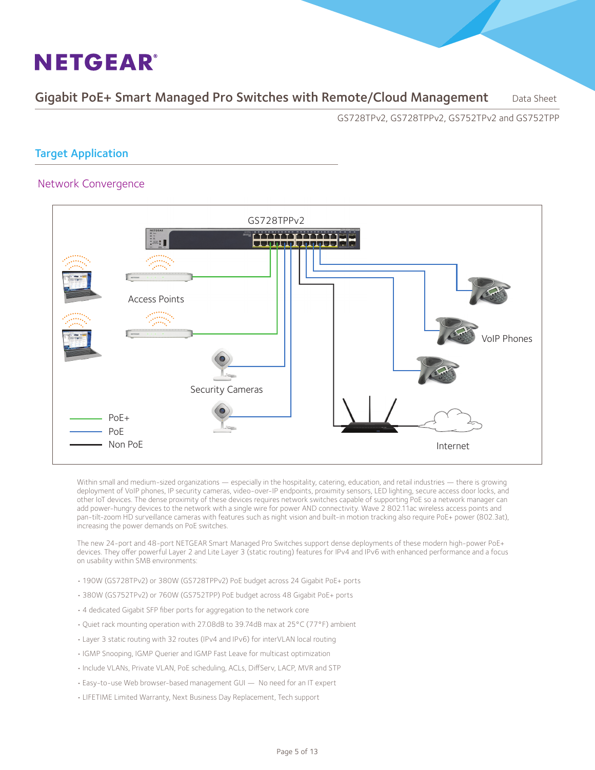## Target Application

### Network Convergence

Within small and medium-sized organizations — especially in the hospitality, catering, education, and retail industries — there is growing deployment of VoIP phones, IP security cameras, video-over-IP endpoints, proximity sensors, LED lighting, secure access door locks, and other IoT devices. The dense proximity of these devices requires network switches capable of supporting PoE so a network manager can add power-hungry devices to the network with a single wire for power AND connectivity. Wave 2 802.11ac wireless access points and pan-tilt-zoom HD surveillance cameras with features such as night vision and built-in motion tracking also require PoE+ power (802.3at), increasing the power demands on PoE switches.

The new 24-port and 48-port NETGEAR Smart Managed Pro Switches support dense deployments of these modern high-power PoE+ devices. They offer powerful Layer 2 and Lite Layer 3 (static routing) features for IPv4 and IPv6 with enhanced performance and a focus on usability within SMB environments:

- 190W (GS728TPv2) or 380W (GS728TPPv2) PoE budget across 24 Gigabit PoE+ ports
- 380W (GS752TPv2) or 760W (GS752TPP) PoE budget across 48 Gigabit PoE+ ports
- 4 dedicated Gigabit SFP fiber ports for aggregation to the network core
- Quiet rack mounting operation with 27.08dB to 39.74dB max at 25°C (77°F) ambient
- Layer 3 static routing with 32 routes (IPv4 and IPv6) for interVLAN local routing
- IGMP Snooping, IGMP Querier and IGMP Fast Leave for multicast optimization
- Include VLANs, Private VLAN, PoE scheduling, ACLs, DiffServ, LACP, MVR and STP
- Easy-to-use Web browser-based management GUI — No need for an IT expert
- LIFETIME Limited Warranty, Next Business Day Replacement, Tech support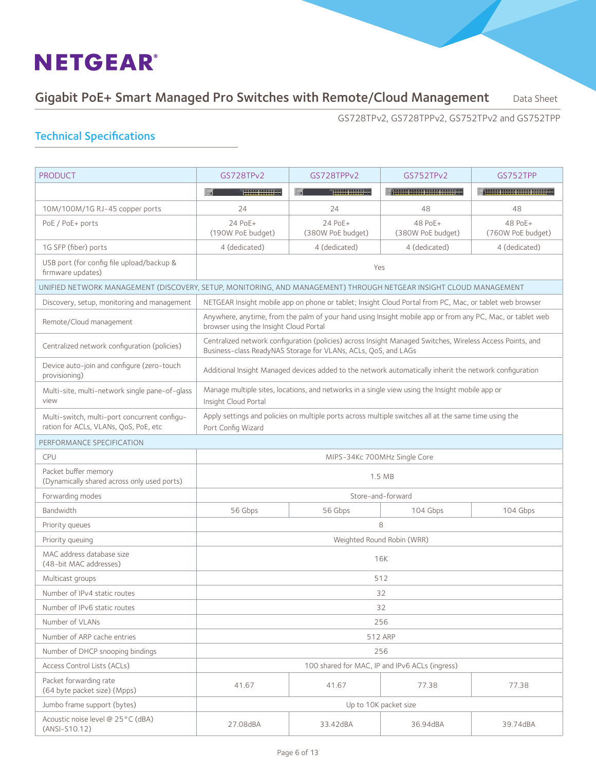# NETGEAR®

## Gigabit PoE+ Smart Managed Pro Switches with Remote/Cloud Management

Data Sheet

GS728TPv2, GS728TPPv2, GS752TPv2 and GS752TPP

### Technical Specifications

| PRODUCT | GS728TPv2 | GS728TPPv2 | GS752TPv2 | GS752TPP |
|---|---|---|---|---|
| | | | | |
| 10M/100M/1G RJ-45 copper ports | 24 | 24 | 48 | 48 |
| PoE / PoE+ ports | 24 PoE+ (190W PoE budget) | 24 PoE+ (380W PoE budget) | 48 PoE+ (380W PoE budget) | 48 PoE+ (760W PoE budget) |
| 1G SFP (fiber) ports | 4 (dedicated) | 4 (dedicated) | 4 (dedicated) | 4 (dedicated) |
| USB port (for config file upload/backup & firmware updates) | Yes | | | |
| UNIFIED NETWORK MANAGEMENT (DISCOVERY, SETUP, MONITORING, AND MANAGEMENT) THROUGH NETGEAR INSIGHT CLOUD MANAGEMENT | | | | |
| Discovery, setup, monitoring and management | NETGEAR Insight mobile app on phone or tablet; Insight Cloud Portal from PC, Mac, or tablet web browser | | | |
| Remote/Cloud management | Anywhere, anytime, from the palm of your hand using Insight mobile app or from any PC, Mac, or tablet web browser using the Insight Cloud Portal | | | |
| Centralized network configuration (policies) | Centralized network configuration (policies) across Insight Managed Switches, Wireless Access Points, and Business-class ReadyNAS Storage for VLANs, ACLs, QoS, and LAGs | | | |
| Device auto-join and configure (zero-touch provisioning) | Additional Insight Managed devices added to the network automatically inherit the network configuration | | | |
| Multi-site, multi-network single pane-of-glass view | Manage multiple sites, locations, and networks in a single view using the Insight mobile app or Insight Cloud Portal | | | |
| Multi-switch, multi-port concurrent configuration for ACLs, VLANs, QoS, PoE, etc | Apply settings and policies on multiple ports across multiple switches all at the same time using the Port Config Wizard | | | |
| PERFORMANCE SPECIFICATION | | | | |
| CPU | MIPS-34Kc 700MHz Single Core | | | |
| Packet buffer memory (Dynamically shared across only used ports) | 1.5 MB | | | |
| Forwarding modes | Store-and-forward | | | |
| Bandwidth | 56 Gbps | 56 Gbps | 104 Gbps | 104 Gbps |
| Priority queues | 8 | | | |
| Priority queuing | Weighted Round Robin (WRR) | | | |
| MAC address database size (48-bit MAC addresses) | 16K | | | |
| Multicast groups | 512 | | | |
| Number of IPv4 static routes | 32 | | | |
| Number of IPv6 static routes | 32 | | | |
| Number of VLANs | 256 | | | |
| Number of ARP cache entries | 512 ARP | | | |
| Number of DHCP snooping bindings | 256 | | | |
| Access Control Lists (ACLs) | 100 shared for MAC, IP and IPv6 ACLs (ingress) | | | |
| Packet forwarding rate (64 byte packet size) (Mpps) | 41.67 | 41.67 | 77.38 | 77.38 |
| Jumbo frame support (bytes) | Up to 10K packet size | | | |
| Acoustic noise level @ 25°C (dBA) (ANSI-S10.12) | 27.08dBA | 33.42dBA | 36.94dBA | 39.74dBA |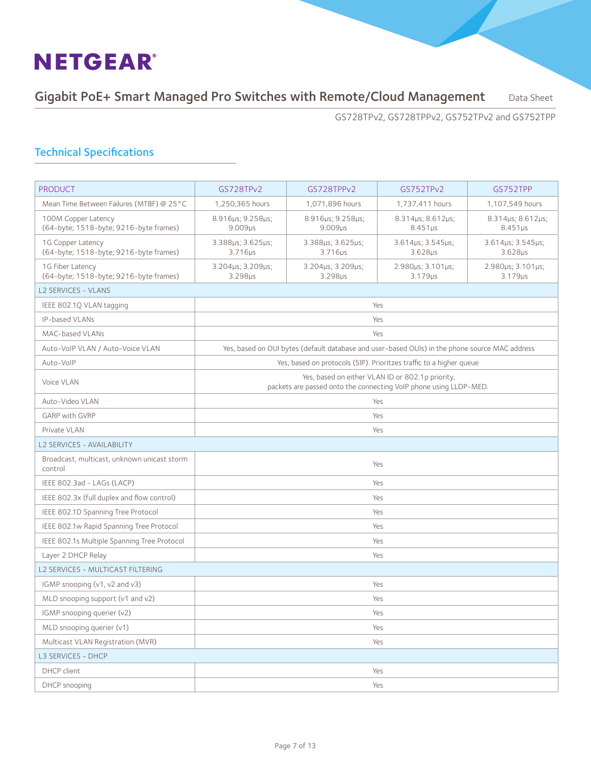## Technical Specifications

| PRODUCT | GS728TPv2 | GS728TPPv2 | GS752TPv2 | GS752TPP |
|---|---|---|---|---|
| Mean Time Between Failures (MTBF) @ 25°C | 1,250,365 hours | 1,071,896 hours | 1,737,411 hours | 1,107,549 hours |
| 100M Copper Latency (64-byte; 1518-byte; 9216-byte frames) | 8.916µs; 9.258µs; 9.009µs | 8.916µs; 9.258µs; 9.009µs | 8.314µs; 8.612µs; 8.451µs | 8.314µs; 8.612µs; 8.451µs |
| 1G Copper Latency (64-byte; 1518-byte; 9216-byte frames) | 3.388µs; 3.625µs; 3.716µs | 3.388µs; 3.625µs; 3.716µs | 3.614µs; 3.545µs; 3.628µs | 3.614µs; 3.545µs; 3.628µs |
| 1G Fiber Latency (64-byte; 1518-byte; 9216-byte frames) | 3.204µs; 3.209µs; 3.298µs | 3.204µs; 3.209µs; 3.298µs | 2.980µs; 3.101µs; 3.179µs | 2.980µs; 3.101µs; 3.179µs |
| **L2 SERVICES - VLANS** | | | | |
| IEEE 802.1Q VLAN tagging | Yes | | | |
| IP-based VLANs | Yes | | | |
| MAC-based VLANs | Yes | | | |
| Auto-VoIP VLAN / Auto-Voice VLAN | Yes, based on OUI bytes (default database and user-based OUIs) in the phone source MAC address | | | |
| Auto-VoIP | Yes, based on protocols (SIP). Prioritzes traffic to a higher queue | | | |
| Voice VLAN | Yes, based on either VLAN ID or 802.1p priority, packets are passed onto the connecting VoIP phone using LLDP-MED. | | | |
| Auto-Video VLAN | Yes | | | |
| GARP with GVRP | Yes | | | |
| Private VLAN | Yes | | | |
| **L2 SERVICES - AVAILABILITY** | | | | |
| Broadcast, multicast, unknown unicast storm control | Yes | | | |
| IEEE 802.3ad - LAGs (LACP) | Yes | | | |
| IEEE 802.3x (full duplex and flow control) | Yes | | | |
| IEEE 802.1D Spanning Tree Protocol | Yes | | | |
| IEEE 802.1w Rapid Spanning Tree Protocol | Yes | | | |
| IEEE 802.1s Multiple Spanning Tree Protocol | Yes | | | |
| Layer 2 DHCP Relay | Yes | | | |
| **L2 SERVICES - MULTICAST FILTERING** | | | | |
| IGMP snooping (v1, v2 and v3) | Yes | | | |
| MLD snooping support (v1 and v2) | Yes | | | |
| IGMP snooping querier (v2) | Yes | | | |
| MLD snooping querier (v1) | Yes | | | |
| Multicast VLAN Registration (MVR) | Yes | | | |
| **L3 SERVICES - DHCP** | | | | |
| DHCP client | Yes | | | |
| DHCP snooping | Yes | | | |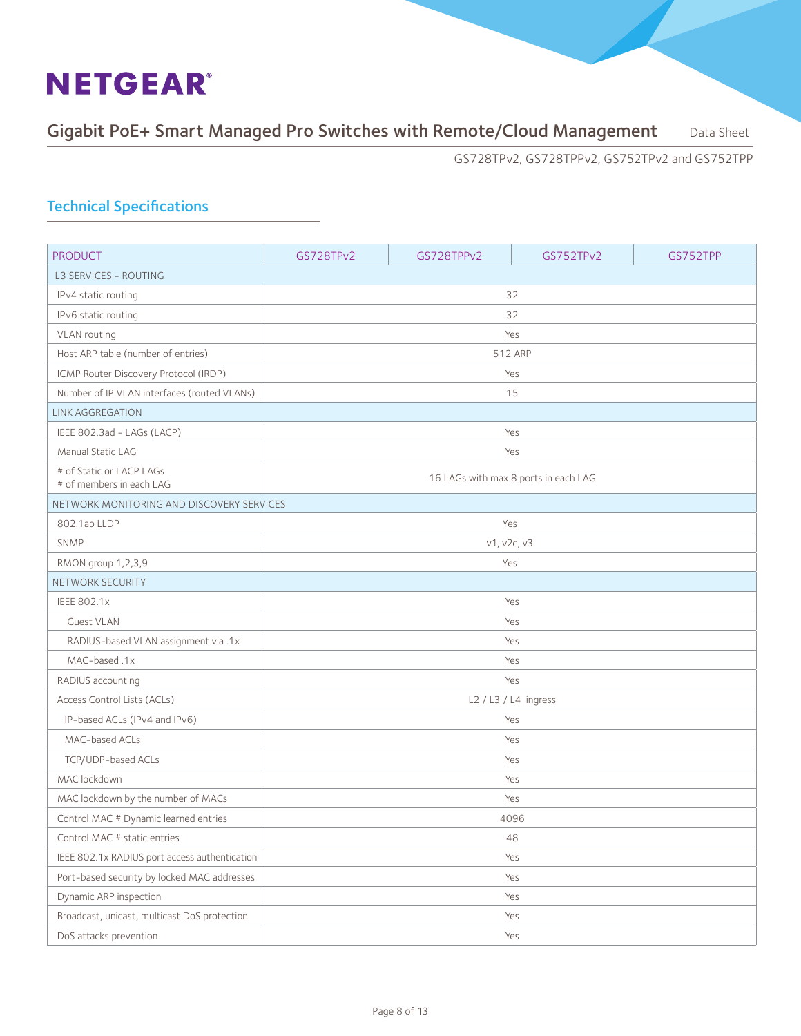## Technical Specifications

| PRODUCT | GS728TPv2 | GS728TPPv2 | GS752TPv2 | GS752TPP |
|---|---|---|---|---|
| L3 SERVICES - ROUTING | | | | |
| IPv4 static routing | 32 | | | |
| IPv6 static routing | 32 | | | |
| VLAN routing | Yes | | | |
| Host ARP table (number of entries) | 512 ARP | | | |
| ICMP Router Discovery Protocol (IRDP) | Yes | | | |
| Number of IP VLAN interfaces (routed VLANs) | 15 | | | |
| LINK AGGREGATION | | | | |
| IEEE 802.3ad - LAGs (LACP) | Yes | | | |
| Manual Static LAG | Yes | | | |
| # of Static or LACP LAGs<br># of members in each LAG | 16 LAGs with max 8 ports in each LAG | | | |
| NETWORK MONITORING AND DISCOVERY SERVICES | | | | |
| 802.1ab LLDP | Yes | | | |
| SNMP | v1, v2c, v3 | | | |
| RMON group 1,2,3,9 | Yes | | | |
| NETWORK SECURITY | | | | |
| IEEE 802.1x | Yes | | | |
| Guest VLAN | Yes | | | |
| RADIUS-based VLAN assignment via .1x | Yes | | | |
| MAC-based .1x | Yes | | | |
| RADIUS accounting | Yes | | | |
| Access Control Lists (ACLs) | L2 / L3 / L4 ingress | | | |
| IP-based ACLs (IPv4 and IPv6) | Yes | | | |
| MAC-based ACLs | Yes | | | |
| TCP/UDP-based ACLs | Yes | | | |
| MAC lockdown | Yes | | | |
| MAC lockdown by the number of MACs | Yes | | | |
| Control MAC # Dynamic learned entries | 4096 | | | |
| Control MAC # static entries | 48 | | | |
| IEEE 802.1x RADIUS port access authentication | Yes | | | |
| Port-based security by locked MAC addresses | Yes | | | |
| Dynamic ARP inspection | Yes | | | |
| Broadcast, unicast, multicast DoS protection | Yes | | | |
| DoS attacks prevention | Yes | | | |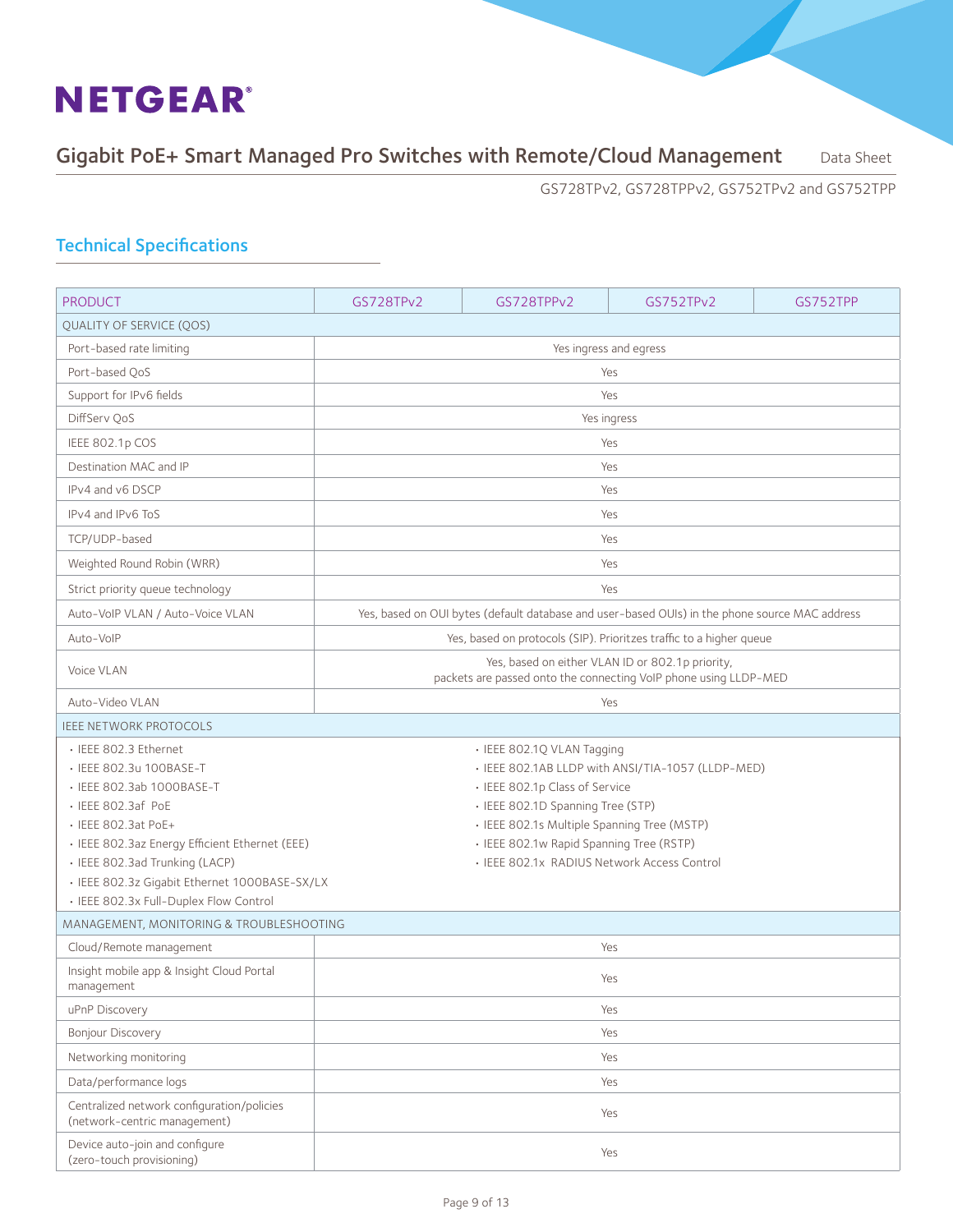## Technical Specifications

| PRODUCT | GS728TPv2 | GS728TPPv2 | GS752TPv2 | GS752TPP |
|---|---|---|---|---|
| QUALITY OF SERVICE (QOS) | | | | |
| Port-based rate limiting | Yes ingress and egress | | | |
| Port-based QoS | Yes | | | |
| Support for IPv6 fields | Yes | | | |
| DiffServ QoS | Yes ingress | | | |
| IEEE 802.1p COS | Yes | | | |
| Destination MAC and IP | Yes | | | |
| IPv4 and v6 DSCP | Yes | | | |
| IPv4 and IPv6 ToS | Yes | | | |
| TCP/UDP-based | Yes | | | |
| Weighted Round Robin (WRR) | Yes | | | |
| Strict priority queue technology | Yes | | | |
| Auto-VoIP VLAN / Auto-Voice VLAN | Yes, based on OUI bytes (default database and user-based OUIs) in the phone source MAC address | | | |
| Auto-VoIP | Yes, based on protocols (SIP). Prioritizes traffic to a higher queue | | | |
| Voice VLAN | Yes, based on either VLAN ID or 802.1p priority, packets are passed onto the connecting VoIP phone using LLDP-MED | | | |
| Auto-Video VLAN | Yes | | | |
| IEEE NETWORK PROTOCOLS | | | | |
| • IEEE 802.3 Ethernet<br>• IEEE 802.3u 100BASE-T<br>• IEEE 802.3ab 1000BASE-T<br>• IEEE 802.3af PoE<br>• IEEE 802.3at PoE+<br>• IEEE 802.3az Energy Efficient Ethernet (EEE)<br>• IEEE 802.3ad Trunking (LACP)<br>• IEEE 802.3z Gigabit Ethernet 1000BASE-SX/LX<br>• IEEE 802.3x Full-Duplex Flow Control | • IEEE 802.1Q VLAN Tagging<br>• IEEE 802.1AB LLDP with ANSI/TIA-1057 (LLDP-MED)<br>• IEEE 802.1p Class of Service<br>• IEEE 802.1D Spanning Tree (STP)<br>• IEEE 802.1s Multiple Spanning Tree (MSTP)<br>• IEEE 802.1w Rapid Spanning Tree (RSTP)<br>• IEEE 802.1x RADIUS Network Access Control | | | |
| MANAGEMENT, MONITORING & TROUBLESHOOTING | | | | |
| Cloud/Remote management | Yes | | | |
| Insight mobile app & Insight Cloud Portal management | Yes | | | |
| uPnP Discovery | Yes | | | |
| Bonjour Discovery | Yes | | | |
| Networking monitoring | Yes | | | |
| Data/performance logs | Yes | | | |
| Centralized network configuration/policies (network-centric management) | Yes | | | |
| Device auto-join and configure (zero-touch provisioning) | Yes | | | |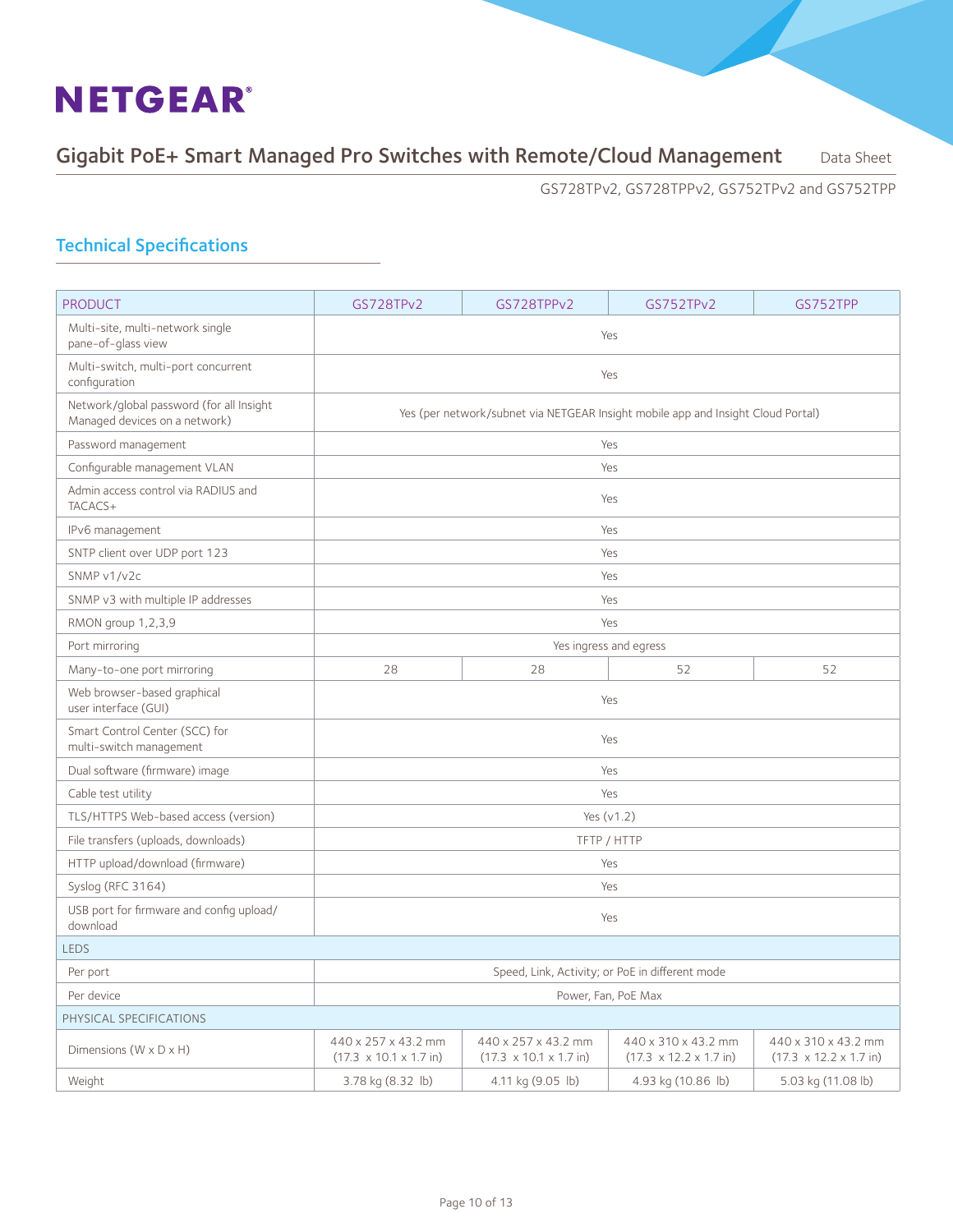## Technical Specifications

| PRODUCT | GS728TPv2 | GS728TPPv2 | GS752TPv2 | GS752TPP |
|---|---|---|---|---|
| Multi-site, multi-network single pane-of-glass view | Yes | | | |
| Multi-switch, multi-port concurrent configuration | Yes | | | |
| Network/global password (for all Insight Managed devices on a network) | Yes (per network/subnet via NETGEAR Insight mobile app and Insight Cloud Portal) | | | |
| Password management | Yes | | | |
| Configurable management VLAN | Yes | | | |
| Admin access control via RADIUS and TACACS+ | Yes | | | |
| IPv6 management | Yes | | | |
| SNTP client over UDP port 123 | Yes | | | |
| SNMP v1/v2c | Yes | | | |
| SNMP v3 with multiple IP addresses | Yes | | | |
| RMON group 1,2,3,9 | Yes | | | |
| Port mirroring | Yes ingress and egress | | | |
| Many-to-one port mirroring | 28 | 28 | 52 | 52 |
| Web browser-based graphical user interface (GUI) | Yes | | | |
| Smart Control Center (SCC) for multi-switch management | Yes | | | |
| Dual software (firmware) image | Yes | | | |
| Cable test utility | Yes | | | |
| TLS/HTTPS Web-based access (version) | Yes (v1.2) | | | |
| File transfers (uploads, downloads) | TFTP / HTTP | | | |
| HTTP upload/download (firmware) | Yes | | | |
| Syslog (RFC 3164) | Yes | | | |
| USB port for firmware and config upload/download | Yes | | | |
| LEDS | | | | |
| Per port | Speed, Link, Activity; or PoE in different mode | | | |
| Per device | Power, Fan, PoE Max | | | |
| PHYSICAL SPECIFICATIONS | | | | |
| Dimensions (W x D x H) | 440 x 257 x 43.2 mm (17.3 x 10.1 x 1.7 in) | 440 x 257 x 43.2 mm (17.3 x 10.1 x 1.7 in) | 440 x 310 x 43.2 mm (17.3 x 12.2 x 1.7 in) | 440 x 310 x 43.2 mm (17.3 x 12.2 x 1.7 in) |
| Weight | 3.78 kg (8.32 lb) | 4.11 kg (9.05 lb) | 4.93 kg (10.86 lb) | 5.03 kg (11.08 lb) |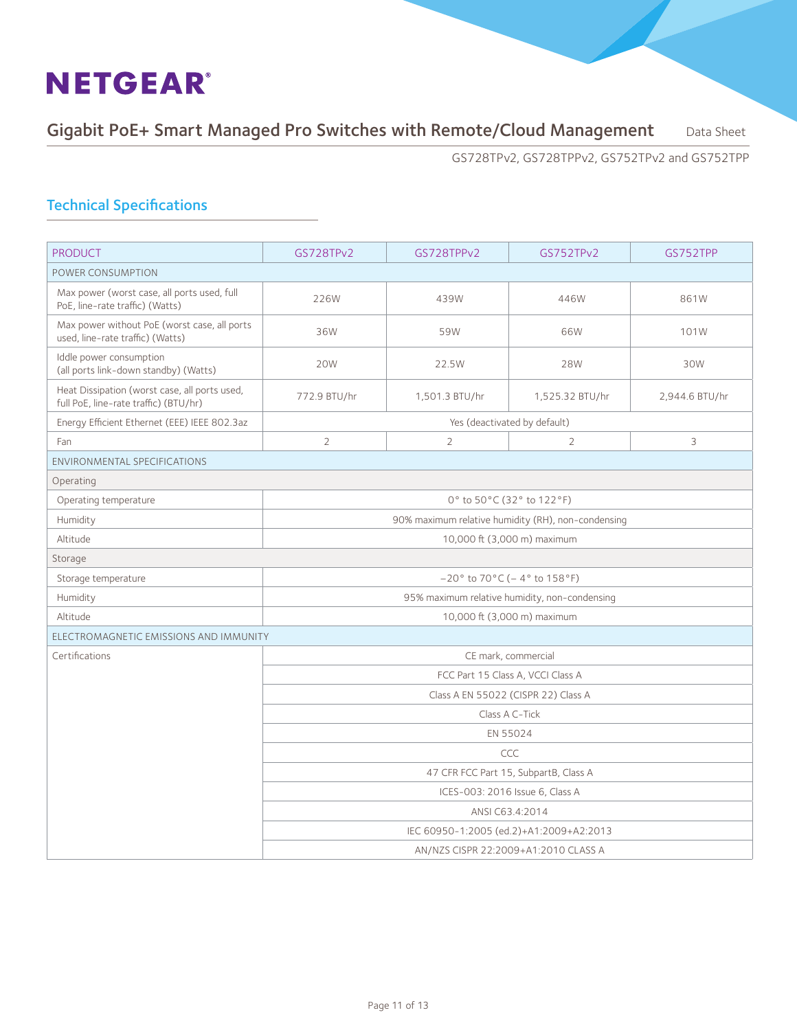## Technical Specifications

| PRODUCT | GS728TPv2 | GS728TPPv2 | GS752TPv2 | GS752TPP |
|---|---|---|---|---|
| POWER CONSUMPTION | | | | |
| Max power (worst case, all ports used, full PoE, line-rate traffic) (Watts) | 226W | 439W | 446W | 861W |
| Max power without PoE (worst case, all ports used, line-rate traffic) (Watts) | 36W | 59W | 66W | 101W |
| Iddle power consumption (all ports link-down standby) (Watts) | 20W | 22.5W | 28W | 30W |
| Heat Dissipation (worst case, all ports used, full PoE, line-rate traffic) (BTU/hr) | 772.9 BTU/hr | 1,501.3 BTU/hr | 1,525.32 BTU/hr | 2,944.6 BTU/hr |
| Energy Efficient Ethernet (EEE) IEEE 802.3az | Yes (deactivated by default) | | | |
| Fan | 2 | 2 | 2 | 3 |
| ENVIRONMENTAL SPECIFICATIONS | | | | |
| Operating | | | | |
| Operating temperature | 0° to 50°C (32° to 122°F) | | | |
| Humidity | 90% maximum relative humidity (RH), non-condensing | | | |
| Altitude | 10,000 ft (3,000 m) maximum | | | |
| Storage | | | | |
| Storage temperature | –20° to 70°C (– 4° to 158°F) | | | |
| Humidity | 95% maximum relative humidity, non-condensing | | | |
| Altitude | 10,000 ft (3,000 m) maximum | | | |
| ELECTROMAGNETIC EMISSIONS AND IMMUNITY | | | | |
| Certifications | CE mark, commercial | | | |
| | FCC Part 15 Class A, VCCI Class A | | | |
| | Class A EN 55022 (CISPR 22) Class A | | | |
| | Class A C-Tick | | | |
| | EN 55024 | | | |
| | CCC | | | |
| | 47 CFR FCC Part 15, SubpartB, Class A | | | |
| | ICES-003: 2016 Issue 6, Class A | | | |
| | ANSI C63.4:2014 | | | |
| | IEC 60950-1:2005 (ed.2)+A1:2009+A2:2013 | | | |
| | AN/NZS CISPR 22:2009+A1:2010 CLASS A | | | |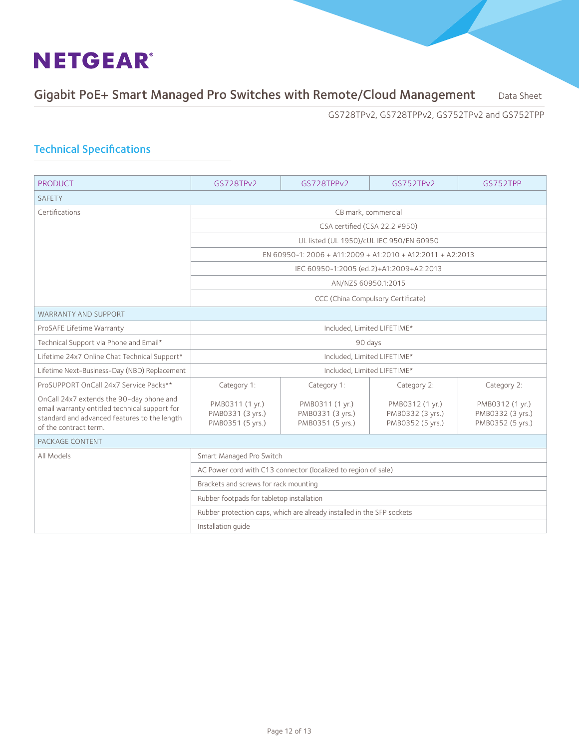## Technical Specifications

| PRODUCT | GS728TPv2 | GS728TPPv2 | GS752TPv2 | GS752TPP |
|---|---|---|---|---|
| SAFETY | | | | |
| Certifications | CB mark, commercial | | | |
| | CSA certified (CSA 22.2 #950) | | | |
| | UL listed (UL 1950)/cUL IEC 950/EN 60950 | | | |
| | EN 60950-1: 2006 + A11:2009 + A1:2010 + A12:2011 + A2:2013 | | | |
| | IEC 60950-1:2005 (ed.2)+A1:2009+A2:2013 | | | |
| | AN/NZS 60950.1:2015 | | | |
| | CCC (China Compulsory Certificate) | | | |
| WARRANTY AND SUPPORT | | | | |
| ProSAFE Lifetime Warranty | Included, Limited LIFETIME* | | | |
| Technical Support via Phone and Email* | 90 days | | | |
| Lifetime 24x7 Online Chat Technical Support* | Included, Limited LIFETIME* | | | |
| Lifetime Next-Business-Day (NBD) Replacement | Included, Limited LIFETIME* | | | |
| ProSUPPORT OnCall 24x7 Service Packs**<br>OnCall 24x7 extends the 90-day phone and email warranty entitled technical support for standard and advanced features to the length of the contract term. | Category 1:<br>PMB0311 (1 yr.)<br>PMB0331 (3 yrs.)<br>PMB0351 (5 yrs.) | Category 1:<br>PMB0311 (1 yr.)<br>PMB0331 (3 yrs.)<br>PMB0351 (5 yrs.) | Category 2:<br>PMB0312 (1 yr.)<br>PMB0332 (3 yrs.)<br>PMB0352 (5 yrs.) | Category 2:<br>PMB0312 (1 yr.)<br>PMB0332 (3 yrs.)<br>PMB0352 (5 yrs.) |
| PACKAGE CONTENT | | | | |
| All Models | Smart Managed Pro Switch | | | |
| | AC Power cord with C13 connector (localized to region of sale) | | | |
| | Brackets and screws for rack mounting | | | |
| | Rubber footpads for tabletop installation | | | |
| | Rubber protection caps, which are already installed in the SFP sockets | | | |
| | Installation guide | | | |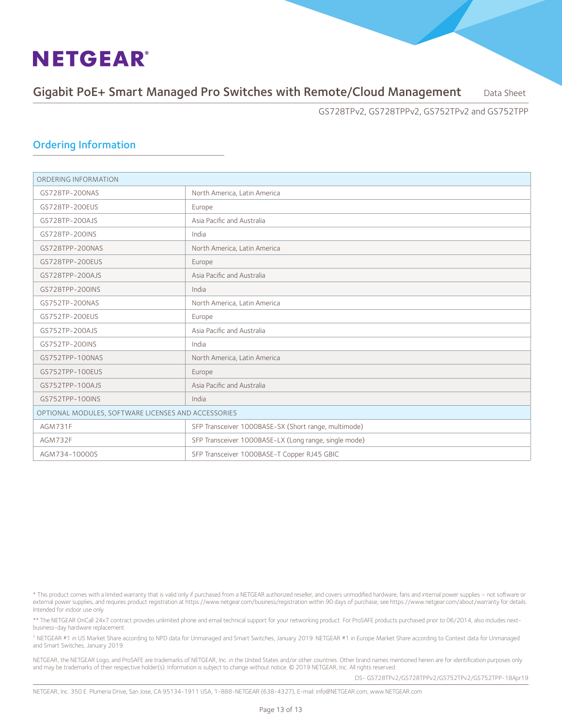## Ordering Information

| | |
|---|---|
| ORDERING INFORMATION | |
| GS728TP-200NAS | North America, Latin America |
| GS728TP-200EUS | Europe |
| GS728TP-200AJS | Asia Pacific and Australia |
| GS728TP-200INS | India |
| GS728TPP-200NAS | North America, Latin America |
| GS728TPP-200EUS | Europe |
| GS728TPP-200AJS | Asia Pacific and Australia |
| GS728TPP-200INS | India |
| GS752TP-200NAS | North America, Latin America |
| GS752TP-200EUS | Europe |
| GS752TP-200AJS | Asia Pacific and Australia |
| GS752TP-200INS | India |
| GS752TPP-100NAS | North America, Latin America |
| GS752TPP-100EUS | Europe |
| GS752TPP-100AJS | Asia Pacific and Australia |
| GS752TPP-100INS | India |
| OPTIONAL MODULES, SOFTWARE LICENSES AND ACCESSORIES | |
| AGM731F | SFP Transceiver 1000BASE-SX (Short range, multimode) |
| AGM732F | SFP Transceiver 1000BASE-LX (Long range, single mode) |
| AGM734-10000S | SFP Transceiver 1000BASE-T Copper RJ45 GBIC |

* This product comes with a limited warranty that is valid only if purchased from a NETGEAR authorized reseller, and covers unmodified hardware, fans and internal power supplies – not software or external power supplies, and requires product registration at https://www.netgear.com/business/registration within 90 days of purchase; see https://www.netgear.com/about/warranty for details. Intended for indoor use only.

** The NETGEAR OnCall 24x7 contract provides unlimited phone and email technical support for your networking product. For ProSAFE products purchased prior to 06/2014, also includes next-business-day hardware replacement.

† NETGEAR #1 in US Market Share according to NPD data for Unmanaged and Smart Switches, January 2019. NETGEAR #1 in Europe Market Share according to Context data for Unmanaged and Smart Switches, January 2019.

NETGEAR, the NETGEAR Logo, and ProSAFE are trademarks of NETGEAR, Inc. in the United States and/or other countries. Other brand names mentioned herein are for identification purposes only and may be trademarks of their respective holder(s). Information is subject to change without notice. © 2019 NETGEAR, Inc. All rights reserved.

DS- GS728TPv2/GS728TPPv2/GS752TPv2/GS752TPP-18Apr19

NETGEAR, Inc. 350 E. Plumeria Drive, San Jose, CA 95134-1911 USA, 1-888-NETGEAR (638-4327), E-mail: info@NETGEAR.com, www.NETGEAR.com